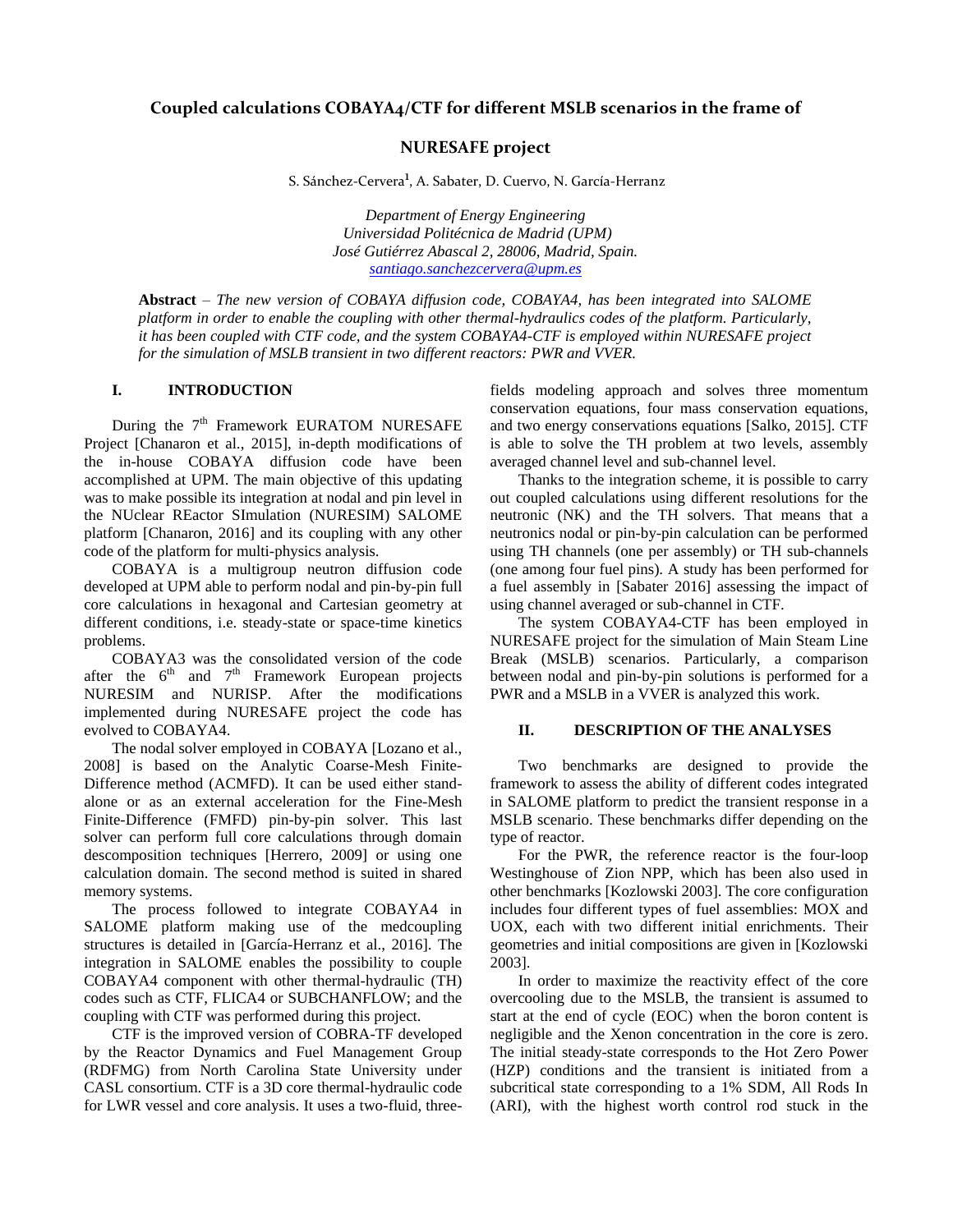# Coupled calculations COBAYA4/CTF for different MSLB scenarios in the frame of NURESAFE project

S. Sánchez-Cervera[1], A. Sabater, D. Cuervo, N. García-Herranz

*Department of Energy Engineering*
*Universidad Politécnica de Madrid (UPM)*
*José Gutiérrez Abascal 2, 28006, Madrid, Spain.*
*santiago.sanchezcervera@upm.es*

**Abstract** – *The new version of COBAYA diffusion code, COBAYA4, has been integrated into SALOME platform in order to enable the coupling with other thermal-hydraulics codes of the platform. Particularly, it has been coupled with CTF code, and the system COBAYA4-CTF is employed within NURESAFE project for the simulation of MSLB transient in two different reactors: PWR and VVER.*

## I. INTRODUCTION

During the 7[th] Framework EURATOM NURESAFE Project [Chanaron et al., 2015], in-depth modifications of the in-house COBAYA diffusion code have been accomplished at UPM. The main objective of this updating was to make possible its integration at nodal and pin level in the NUclear REactor SImulation (NURESIM) SALOME platform [Chanaron, 2016] and its coupling with any other code of the platform for multi-physics analysis.

COBAYA is a multigroup neutron diffusion code developed at UPM able to perform nodal and pin-by-pin full core calculations in hexagonal and Cartesian geometry at different conditions, i.e. steady-state or space-time kinetics problems.

COBAYA3 was the consolidated version of the code after the 6[th] and 7[th] Framework European projects NURESIM and NURISP. After the modifications implemented during NURESAFE project the code has evolved to COBAYA4.

The nodal solver employed in COBAYA [Lozano et al., 2008] is based on the Analytic Coarse-Mesh Finite-Difference method (ACMFD). It can be used either stand-alone or as an external acceleration for the Fine-Mesh Finite-Difference (FMFD) pin-by-pin solver. This last solver can perform full core calculations through domain descomposition techniques [Herrero, 2009] or using one calculation domain. The second method is suited in shared memory systems.

The process followed to integrate COBAYA4 in SALOME platform making use of the medcoupling structures is detailed in [García-Herranz et al., 2016]. The integration in SALOME enables the possibility to couple COBAYA4 component with other thermal-hydraulic (TH) codes such as CTF, FLICA4 or SUBCHANFLOW; and the coupling with CTF was performed during this project.

CTF is the improved version of COBRA-TF developed by the Reactor Dynamics and Fuel Management Group (RDFMG) from North Carolina State University under CASL consortium. CTF is a 3D core thermal-hydraulic code for LWR vessel and core analysis. It uses a two-fluid, three-fields modeling approach and solves three momentum conservation equations, four mass conservation equations, and two energy conservations equations [Salko, 2015]. CTF is able to solve the TH problem at two levels, assembly averaged channel level and sub-channel level.

Thanks to the integration scheme, it is possible to carry out coupled calculations using different resolutions for the neutronic (NK) and the TH solvers. That means that a neutronics nodal or pin-by-pin calculation can be performed using TH channels (one per assembly) or TH sub-channels (one among four fuel pins). A study has been performed for a fuel assembly in [Sabater 2016] assessing the impact of using channel averaged or sub-channel in CTF.

The system COBAYA4-CTF has been employed in NURESAFE project for the simulation of Main Steam Line Break (MSLB) scenarios. Particularly, a comparison between nodal and pin-by-pin solutions is performed for a PWR and a MSLB in a VVER is analyzed this work.

## II. DESCRIPTION OF THE ANALYSES

Two benchmarks are designed to provide the framework to assess the ability of different codes integrated in SALOME platform to predict the transient response in a MSLB scenario. These benchmarks differ depending on the type of reactor.

For the PWR, the reference reactor is the four-loop Westinghouse of Zion NPP, which has been also used in other benchmarks [Kozlowski 2003]. The core configuration includes four different types of fuel assemblies: MOX and UOX, each with two different initial enrichments. Their geometries and initial compositions are given in [Kozlowski 2003].

In order to maximize the reactivity effect of the core overcooling due to the MSLB, the transient is assumed to start at the end of cycle (EOC) when the boron content is negligible and the Xenon concentration in the core is zero. The initial steady-state corresponds to the Hot Zero Power (HZP) conditions and the transient is initiated from a subcritical state corresponding to a 1% SDM, All Rods In (ARI), with the highest worth control rod stuck in the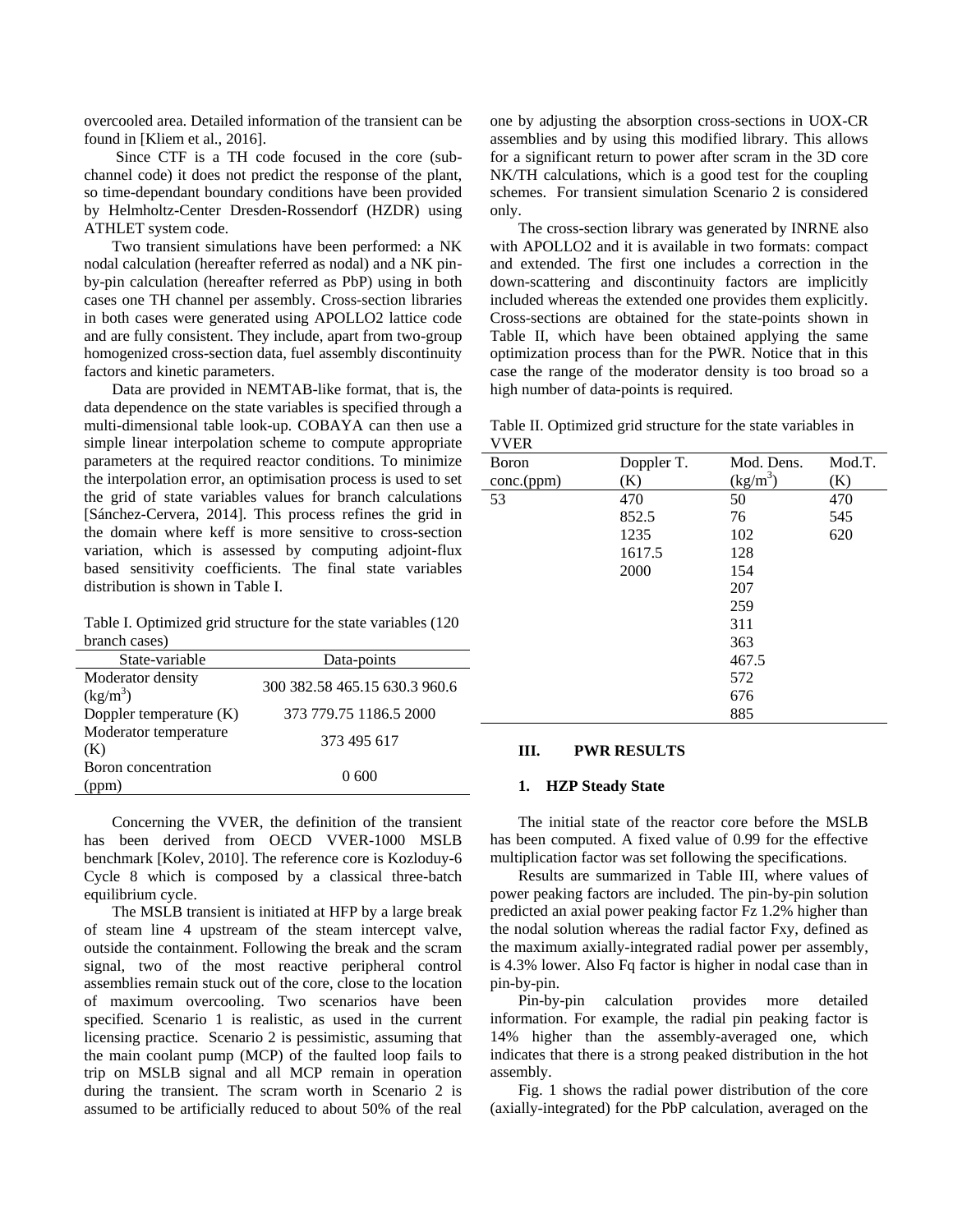overcooled area. Detailed information of the transient can be found in [Kliem et al., 2016].

Since CTF is a TH code focused in the core (sub-channel code) it does not predict the response of the plant, so time-dependant boundary conditions have been provided by Helmholtz-Center Dresden-Rossendorf (HZDR) using ATHLET system code.

Two transient simulations have been performed: a NK nodal calculation (hereafter referred as nodal) and a NK pin-by-pin calculation (hereafter referred as PbP) using in both cases one TH channel per assembly. Cross-section libraries in both cases were generated using APOLLO2 lattice code and are fully consistent. They include, apart from two-group homogenized cross-section data, fuel assembly discontinuity factors and kinetic parameters.

Data are provided in NEMTAB-like format, that is, the data dependence on the state variables is specified through a multi-dimensional table look-up. COBAYA can then use a simple linear interpolation scheme to compute appropriate parameters at the required reactor conditions. To minimize the interpolation error, an optimisation process is used to set the grid of state variables values for branch calculations [Sánchez-Cervera, 2014]. This process refines the grid in the domain where keff is more sensitive to cross-section variation, which is assessed by computing adjoint-flux based sensitivity coefficients. The final state variables distribution is shown in Table I.

Table I. Optimized grid structure for the state variables (120 branch cases)

| State-variable | Data-points |
|---|---|
| Moderator density ($kg/m^3$) | 300 382.58 465.15 630.3 960.6 |
| Doppler temperature (K) | 373 779.75 1186.5 2000 |
| Moderator temperature (K) | 373 495 617 |
| Boron concentration (ppm) | 0 600 |

Concerning the VVER, the definition of the transient has been derived from OECD VVER-1000 MSLB benchmark [Kolev, 2010]. The reference core is Kozloduy-6 Cycle 8 which is composed by a classical three-batch equilibrium cycle.

The MSLB transient is initiated at HFP by a large break of steam line 4 upstream of the steam intercept valve, outside the containment. Following the break and the scram signal, two of the most reactive peripheral control assemblies remain stuck out of the core, close to the location of maximum overcooling. Two scenarios have been specified. Scenario 1 is realistic, as used in the current licensing practice. Scenario 2 is pessimistic, assuming that the main coolant pump (MCP) of the faulted loop fails to trip on MSLB signal and all MCP remain in operation during the transient. The scram worth in Scenario 2 is assumed to be artificially reduced to about 50% of the real one by adjusting the absorption cross-sections in UOX-CR assemblies and by using this modified library. This allows for a significant return to power after scram in the 3D core NK/TH calculations, which is a good test for the coupling schemes. For transient simulation Scenario 2 is considered only.

The cross-section library was generated by INRNE also with APOLLO2 and it is available in two formats: compact and extended. The first one includes a correction in the down-scattering and discontinuity factors are implicitly included whereas the extended one provides them explicitly. Cross-sections are obtained for the state-points shown in Table II, which have been obtained applying the same optimization process than for the PWR. Notice that in this case the range of the moderator density is too broad so a high number of data-points is required.

Table II. Optimized grid structure for the state variables in VVER

| Boron conc.(ppm) | Doppler T. (K) | Mod. Dens. ($kg/m^3$) | Mod.T. (K) |
|---|---|---|---|
| 53 | 470 | 50 | 470 |
| | 852.5 | 76 | 545 |
| | 1235 | 102 | 620 |
| | 1617.5 | 128 | |
| | 2000 | 154 | |
| | | 207 | |
| | | 259 | |
| | | 311 | |
| | | 363 | |
| | | 467.5 | |
| | | 572 | |
| | | 676 | |
| | | 885 | |

## III. PWR RESULTS

### 1. HZP Steady State

The initial state of the reactor core before the MSLB has been computed. A fixed value of 0.99 for the effective multiplication factor was set following the specifications.

Results are summarized in Table III, where values of power peaking factors are included. The pin-by-pin solution predicted an axial power peaking factor Fz 1.2% higher than the nodal solution whereas the radial factor Fxy, defined as the maximum axially-integrated radial power per assembly, is 4.3% lower. Also Fq factor is higher in nodal case than in pin-by-pin.

Pin-by-pin calculation provides more detailed information. For example, the radial pin peaking factor is 14% higher than the assembly-averaged one, which indicates that there is a strong peaked distribution in the hot assembly.

Fig. 1 shows the radial power distribution of the core (axially-integrated) for the PbP calculation, averaged on the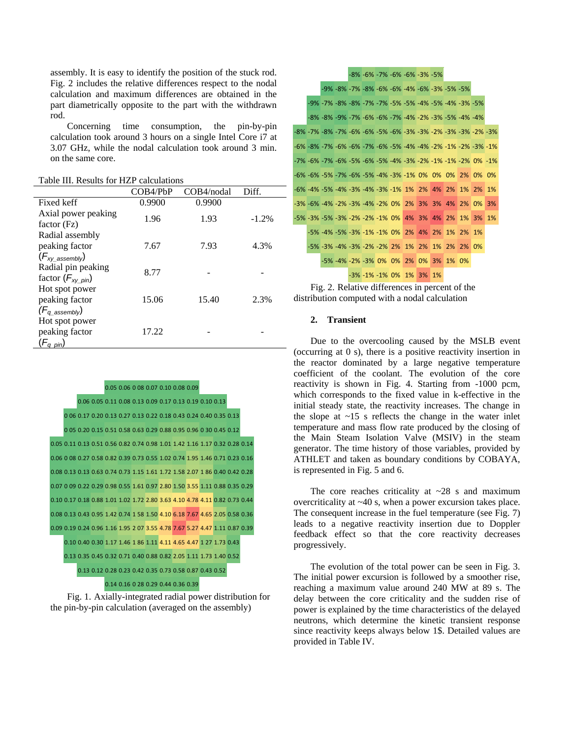assembly. It is easy to identify the position of the stuck rod. Fig. 2 includes the relative differences respect to the nodal calculation and maximum differences are obtained in the part diametrically opposite to the part with the withdrawn rod.

Concerning time consumption, the pin-by-pin calculation took around 3 hours on a single Intel Core i7 at 3.07 GHz, while the nodal calculation took around 3 min. on the same core.

Table III. Results for HZP calculations

| | COB4/PbP | COB4/nodal | Diff. |
|---|---|---|---|
| Fixed keff | 0.9900 | 0.9900 | |
| Axial power peaking factor (Fz) | 1.96 | 1.93 | -1.2% |
| Radial assembly peaking factor ($F_{xy\_assembly}$) | 7.67 | 7.93 | 4.3% |
| Radial pin peaking factor ($F_{xy\_pin}$) | 8.77 | - | - |
| Hot spot power peaking factor ($F_{q\_assembly}$) | 15.06 | 15.40 | 2.3% |
| Hot spot power peaking factor ($F_{q\_pin}$) | 17.22 | - | - |

Fig. 1. Axially-integrated radial power distribution for the pin-by-pin calculation (averaged on the assembly)

Fig. 2. Relative differences in percent of the distribution computed with a nodal calculation

## 2. Transient

Due to the overcooling caused by the MSLB event (occurring at 0 s), there is a positive reactivity insertion in the reactor dominated by a large negative temperature coefficient of the coolant. The evolution of the core reactivity is shown in Fig. 4. Starting from -1000 pcm, which corresponds to the fixed value in k-effective in the initial steady state, the reactivity increases. The change in the slope at ~15 s reflects the change in the water inlet temperature and mass flow rate produced by the closing of the Main Steam Isolation Valve (MSIV) in the steam generator. The time history of those variables, provided by ATHLET and taken as boundary conditions by COBAYA, is represented in Fig. 5 and 6.

The core reaches criticality at ~28 s and maximum overcriticality at ~40 s, when a power excursion takes place. The consequent increase in the fuel temperature (see Fig. 7) leads to a negative reactivity insertion due to Doppler feedback effect so that the core reactivity decreases progressively.

The evolution of the total power can be seen in Fig. 3. The initial power excursion is followed by a smoother rise, reaching a maximum value around 240 MW at 89 s. The delay between the core criticality and the sudden rise of power is explained by the time characteristics of the delayed neutrons, which determine the kinetic transient response since reactivity keeps always below 1$. Detailed values are provided in Table IV.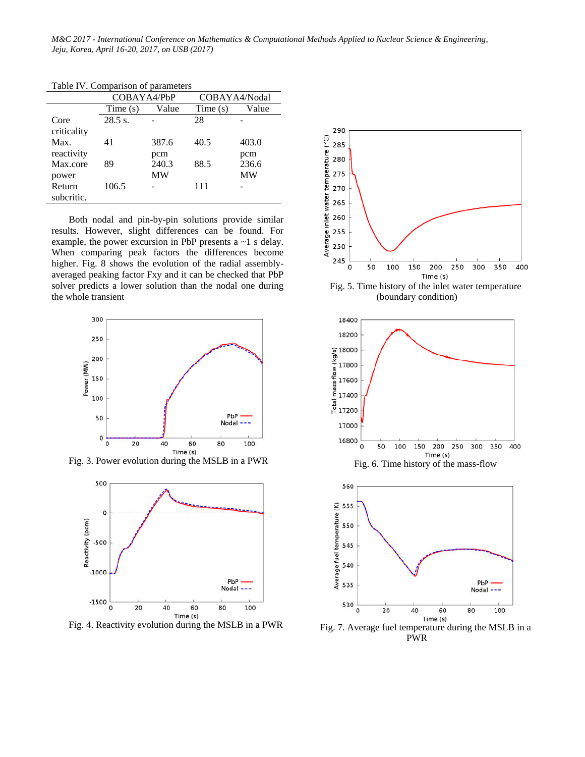Table IV. Comparison of parameters

| | COBAYA4/PbP | | COBAYA4/Nodal | |
|---|---|---|---|---|
| | Time (s) | Value | Time (s) | Value |
| Core criticality | 28.5 s. | - | 28 | - |
| Max. reactivity | 41 | 387.6 pcm | 40.5 | 403.0 pcm |
| Max.core power | 89 | 240.3 MW | 88.5 | 236.6 MW |
| Return subcritic. | 106.5 | - | 111 | - |

Both nodal and pin-by-pin solutions provide similar results. However, slight differences can be found. For example, the power excursion in PbP presents a ~1 s delay. When comparing peak factors the differences become higher. Fig. 8 shows the evolution of the radial assembly-averaged peaking factor Fxy and it can be checked that PbP solver predicts a lower solution than the nodal one during the whole transient

Fig. 3. Power evolution during the MSLB in a PWR

Fig. 4. Reactivity evolution during the MSLB in a PWR

Fig. 5. Time history of the inlet water temperature (boundary condition)

Fig. 6. Time history of the mass-flow

Fig. 7. Average fuel temperature during the MSLB in a PWR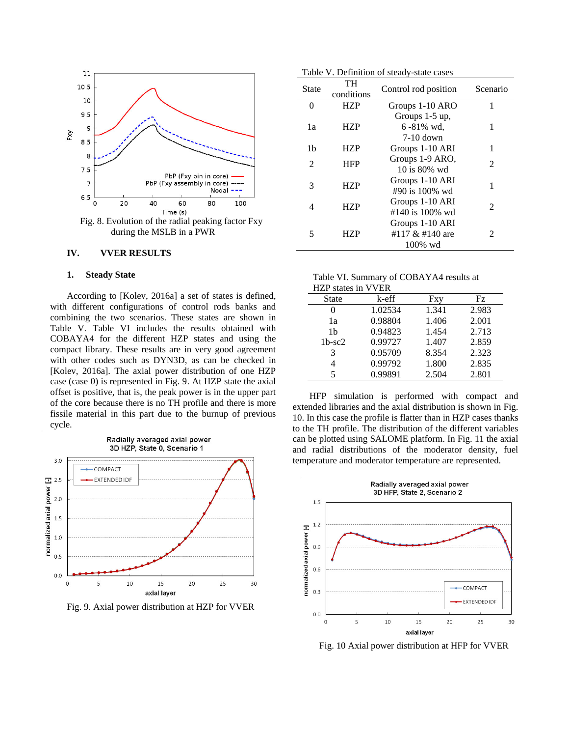Fig. 8. Evolution of the radial peaking factor Fxy during the MSLB in a PWR

## IV. VVER RESULTS

### 1. Steady State

According to [Kolev, 2016a] a set of states is defined, with different configurations of control rods banks and combining the two scenarios. These states are shown in Table V. Table VI includes the results obtained with COBAYA4 for the different HZP states and using the compact library. These results are in very good agreement with other codes such as DYN3D, as can be checked in [Kolev, 2016a]. The axial power distribution of one HZP case (case 0) is represented in Fig. 9. At HZP state the axial offset is positive, that is, the peak power is in the upper part of the core because there is no TH profile and there is more fissile material in this part due to the burnup of previous cycle.

Fig. 9. Axial power distribution at HZP for VVER

Table V. Definition of steady-state cases

| State | TH conditions | Control rod position | Scenario |
|---|---|---|---|
| 0 | HZP | Groups 1-10 ARO | 1 |
| 1a | HZP | Groups 1-5 up, 6 -81% wd, 7-10 down | 1 |
| 1b | HZP | Groups 1-10 ARI | 1 |
| 2 | HFP | Groups 1-9 ARO, 10 is 80% wd | 2 |
| 3 | HZP | Groups 1-10 ARI #90 is 100% wd | 1 |
| 4 | HZP | Groups 1-10 ARI #140 is 100% wd | 2 |
| 5 | HZP | Groups 1-10 ARI #117 & #140 are 100% wd | 2 |

Table VI. Summary of COBAYA4 results at HZP states in VVER

| State | k-eff | Fxy | Fz |
|---|---|---|---|
| 0 | 1.02534 | 1.341 | 2.983 |
| 1a | 0.98804 | 1.406 | 2.001 |
| 1b | 0.94823 | 1.454 | 2.713 |
| 1b-sc2 | 0.99727 | 1.407 | 2.859 |
| 3 | 0.95709 | 8.354 | 2.323 |
| 4 | 0.99792 | 1.800 | 2.835 |
| 5 | 0.99891 | 2.504 | 2.801 |

HFP simulation is performed with compact and extended libraries and the axial distribution is shown in Fig. 10. In this case the profile is flatter than in HZP cases thanks to the TH profile. The distribution of the different variables can be plotted using SALOME platform. In Fig. 11 the axial and radial distributions of the moderator density, fuel temperature and moderator temperature are represented.

Fig. 10 Axial power distribution at HFP for VVER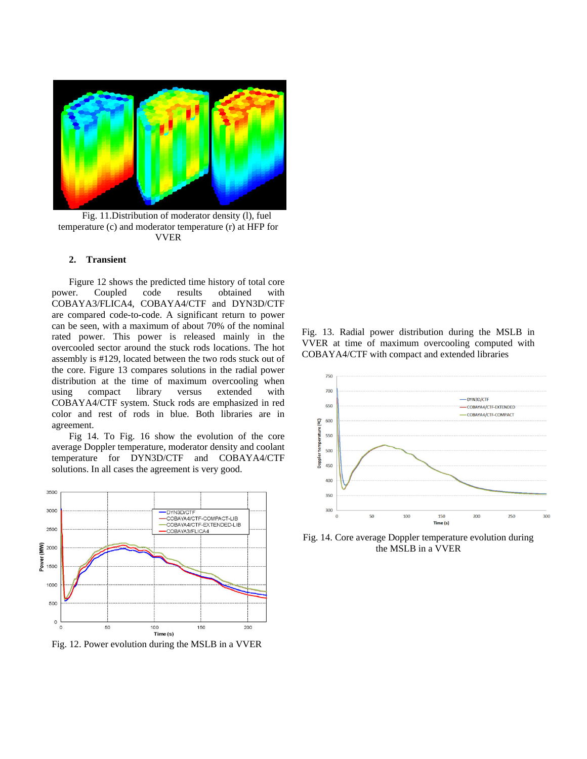Fig. 11.Distribution of moderator density (l), fuel temperature (c) and moderator temperature (r) at HFP for VVER

### 2. Transient

Figure 12 shows the predicted time history of total core power. Coupled code results obtained with COBAYA3/FLICA4, COBAYA4/CTF and DYN3D/CTF are compared code-to-code. A significant return to power can be seen, with a maximum of about 70% of the nominal rated power. This power is released mainly in the overcooled sector around the stuck rods locations. The hot assembly is #129, located between the two rods stuck out of the core. Figure 13 compares solutions in the radial power distribution at the time of maximum overcooling when using compact library versus extended with COBAYA4/CTF system. Stuck rods are emphasized in red color and rest of rods in blue. Both libraries are in agreement.

Fig 14. To Fig. 16 show the evolution of the core average Doppler temperature, moderator density and coolant temperature for DYN3D/CTF and COBAYA4/CTF solutions. In all cases the agreement is very good.

Fig. 12. Power evolution during the MSLB in a VVER

Fig. 13. Radial power distribution during the MSLB in VVER at time of maximum overcooling computed with COBAYA4/CTF with compact and extended libraries

Fig. 14. Core average Doppler temperature evolution during the MSLB in a VVER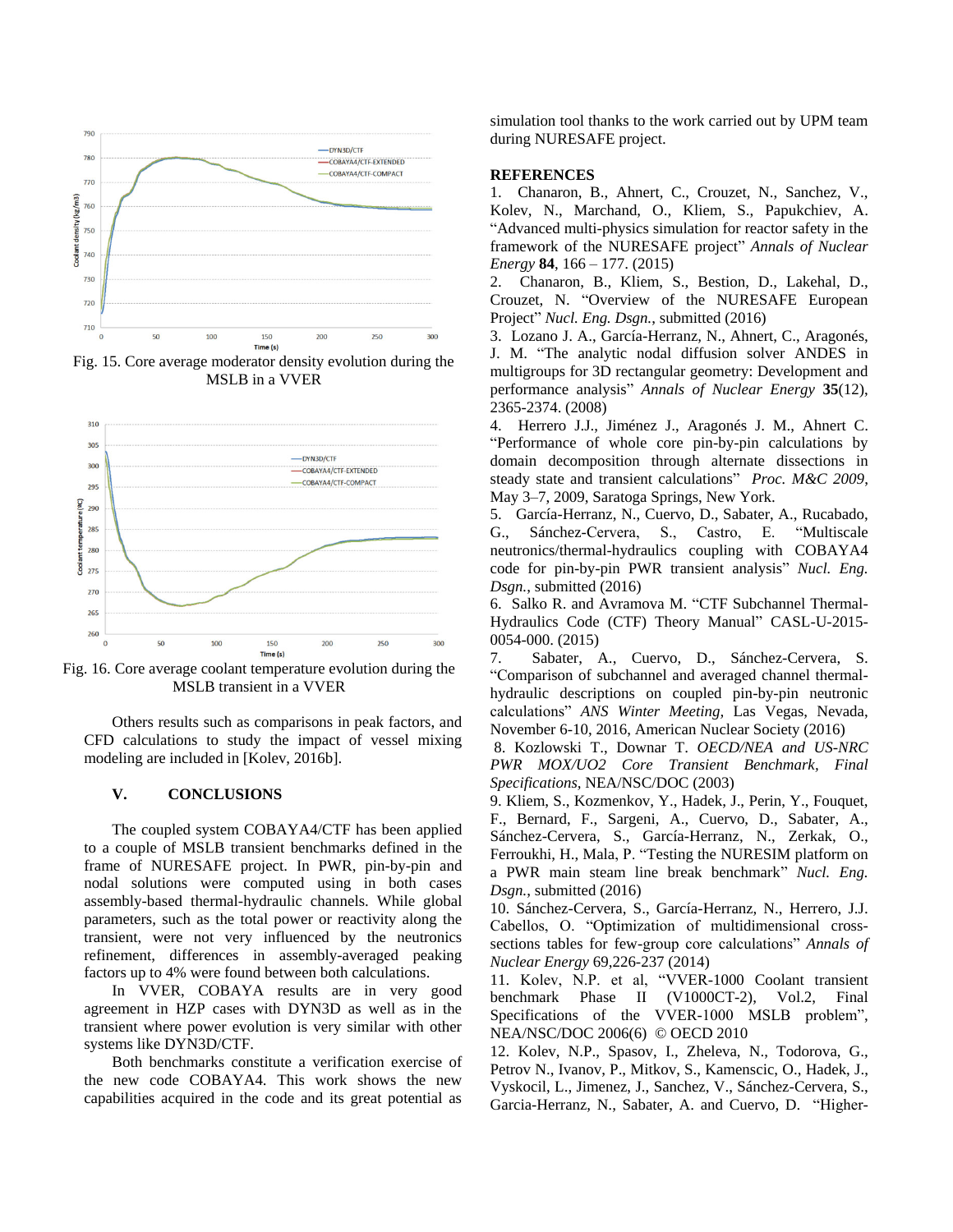Fig. 15. Core average moderator density evolution during the MSLB in a VVER

Fig. 16. Core average coolant temperature evolution during the MSLB transient in a VVER

Others results such as comparisons in peak factors, and CFD calculations to study the impact of vessel mixing modeling are included in [Kolev, 2016b].

## V. CONCLUSIONS

The coupled system COBAYA4/CTF has been applied to a couple of MSLB transient benchmarks defined in the frame of NURESAFE project. In PWR, pin-by-pin and nodal solutions were computed using in both cases assembly-based thermal-hydraulic channels. While global parameters, such as the total power or reactivity along the transient, were not very influenced by the neutronics refinement, differences in assembly-averaged peaking factors up to 4% were found between both calculations.

In VVER, COBAYA results are in very good agreement in HZP cases with DYN3D as well as in the transient where power evolution is very similar with other systems like DYN3D/CTF.

Both benchmarks constitute a verification exercise of the new code COBAYA4. This work shows the new capabilities acquired in the code and its great potential as simulation tool thanks to the work carried out by UPM team during NURESAFE project.

## REFERENCES

1. Chanaron, B., Ahnert, C., Crouzet, N., Sanchez, V., Kolev, N., Marchand, O., Kliem, S., Papukchiev, A. "Advanced multi-physics simulation for reactor safety in the framework of the NURESAFE project" *Annals of Nuclear Energy* **84**, 166 – 177. (2015)
2. Chanaron, B., Kliem, S., Bestion, D., Lakehal, D., Crouzet, N. "Overview of the NURESAFE European Project" *Nucl. Eng. Dsgn.*, submitted (2016)
3. Lozano J. A., García-Herranz, N., Ahnert, C., Aragonés, J. M. "The analytic nodal diffusion solver ANDES in multigroups for 3D rectangular geometry: Development and performance analysis" *Annals of Nuclear Energy* **35**(12), 2365-2374. (2008)
4. Herrero J.J., Jiménez J., Aragonés J. M., Ahnert C. "Performance of whole core pin-by-pin calculations by domain decomposition through alternate dissections in steady state and transient calculations" *Proc. M&C 2009*, May 3–7, 2009, Saratoga Springs, New York.
5. García-Herranz, N., Cuervo, D., Sabater, A., Rucabado, G., Sánchez-Cervera, S., Castro, E. "Multiscale neutronics/thermal-hydraulics coupling with COBAYA4 code for pin-by-pin PWR transient analysis" *Nucl. Eng. Dsgn.*, submitted (2016)
6. Salko R. and Avramova M. "CTF Subchannel Thermal-Hydraulics Code (CTF) Theory Manual" CASL-U-2015-0054-000. (2015)
7. Sabater, A., Cuervo, D., Sánchez-Cervera, S. "Comparison of subchannel and averaged channel thermal-hydraulic descriptions on coupled pin-by-pin neutronic calculations" *ANS Winter Meeting*, Las Vegas, Nevada, November 6-10, 2016, American Nuclear Society (2016)
8. Kozlowski T., Downar T. *OECD/NEA and US-NRC PWR MOX/UO2 Core Transient Benchmark, Final Specifications*, NEA/NSC/DOC (2003)
9. Kliem, S., Kozmenkov, Y., Hadek, J., Perin, Y., Fouquet, F., Bernard, F., Sargeni, A., Cuervo, D., Sabater, A., Sánchez-Cervera, S., García-Herranz, N., Zerkak, O., Ferroukhi, H., Mala, P. "Testing the NURESIM platform on a PWR main steam line break benchmark" *Nucl. Eng. Dsgn.*, submitted (2016)
10. Sánchez-Cervera, S., García-Herranz, N., Herrero, J.J. Cabellos, O. "Optimization of multidimensional cross-sections tables for few-group core calculations" *Annals of Nuclear Energy* 69,226-237 (2014)
11. Kolev, N.P. et al, "VVER-1000 Coolant transient benchmark Phase II (V1000CT-2), Vol.2, Final Specifications of the VVER-1000 MSLB problem", NEA/NSC/DOC 2006(6) © OECD 2010
12. Kolev, N.P., Spasov, I., Zheleva, N., Todorova, G., Petrov N., Ivanov, P., Mitkov, S., Kamenscic, O., Hadek, J., Vyskocil, L., Jimenez, J., Sanchez, V., Sánchez-Cervera, S., Garcia-Herranz, N., Sabater, A. and Cuervo, D. "Higher-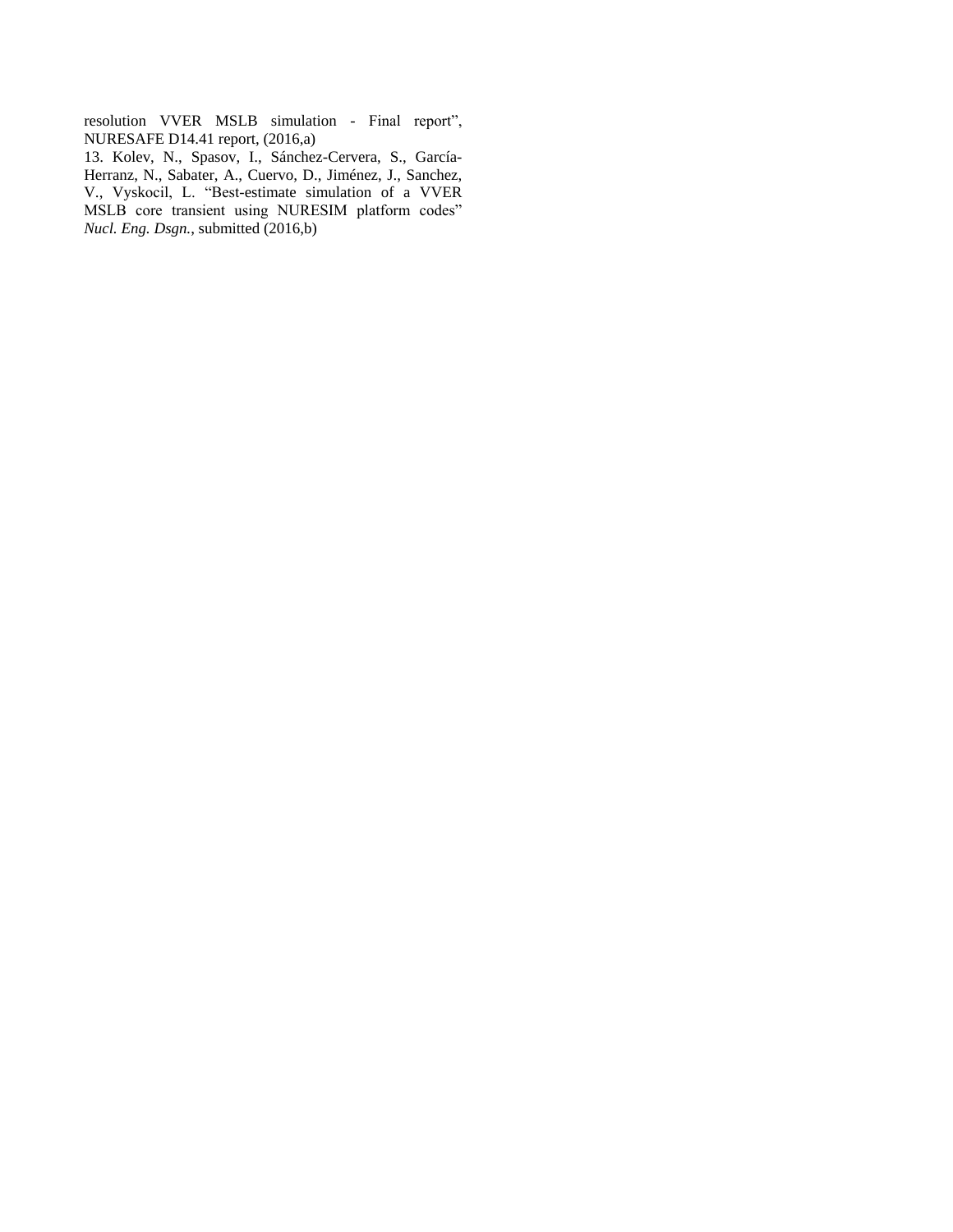resolution VVER MSLB simulation - Final report", NURESAFE D14.41 report, (2016,a)

13. Kolev, N., Spasov, I., Sánchez-Cervera, S., García-Herranz, N., Sabater, A., Cuervo, D., Jiménez, J., Sanchez, V., Vyskocil, L. "Best-estimate simulation of a VVER MSLB core transient using NURESIM platform codes" *Nucl. Eng. Dsgn.*, submitted (2016,b)